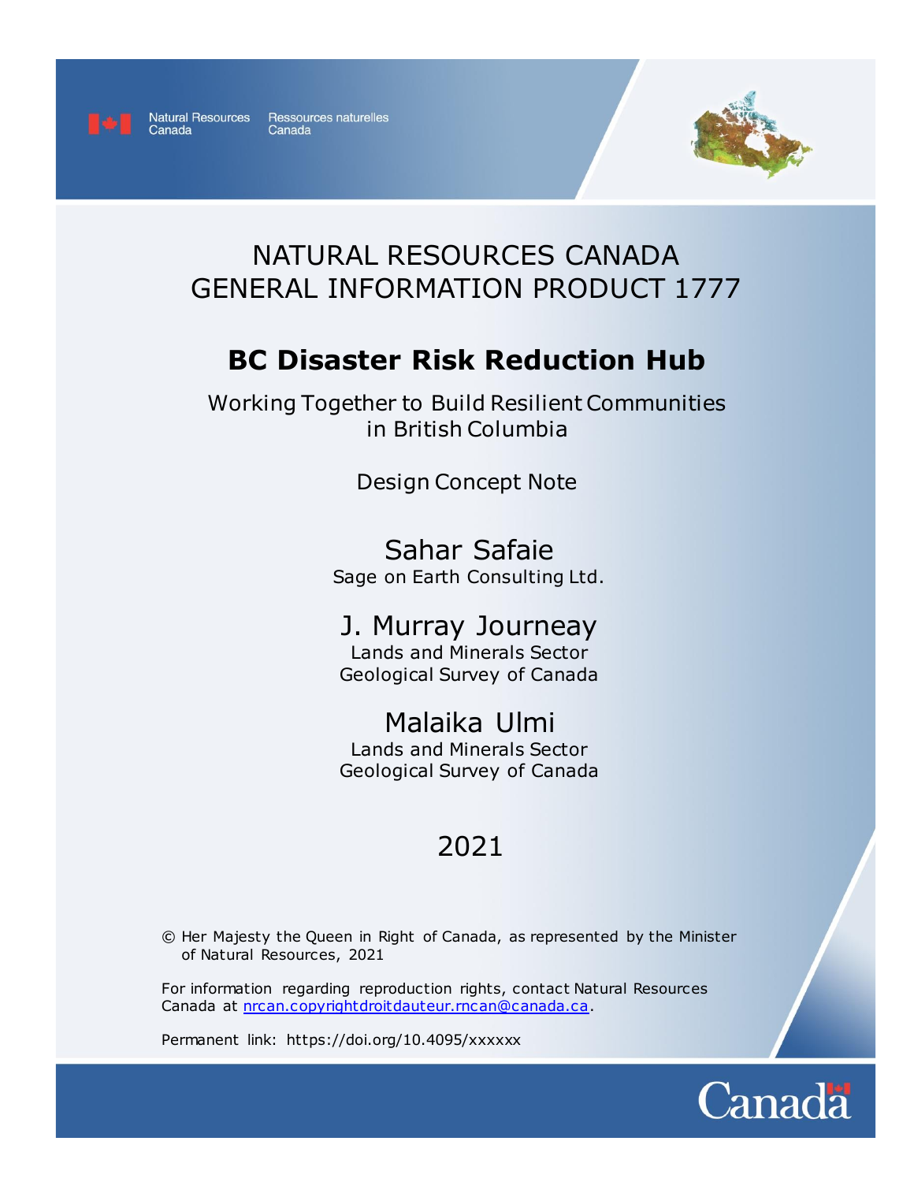Natural Resources Canada / Ressources naturelles Canada

# NATURAL RESOURCES CANADA GENERAL INFORMATION PRODUCT 1777

## BC Disaster Risk Reduction Hub

Working Together to Build Resilient Communities in British Columbia

Design Concept Note

Sahar Safaie
Sage on Earth Consulting Ltd.

J. Murray Journeay
Lands and Minerals Sector
Geological Survey of Canada

Malaika Ulmi
Lands and Minerals Sector
Geological Survey of Canada

2021

© Her Majesty the Queen in Right of Canada, as represented by the Minister of Natural Resources, 2021

For information regarding reproduction rights, contact Natural Resources Canada at nrcan.copyrightdroitdauteur.rncan@canada.ca.

Permanent link: https://doi.org/10.4095/xxxxxx

Canada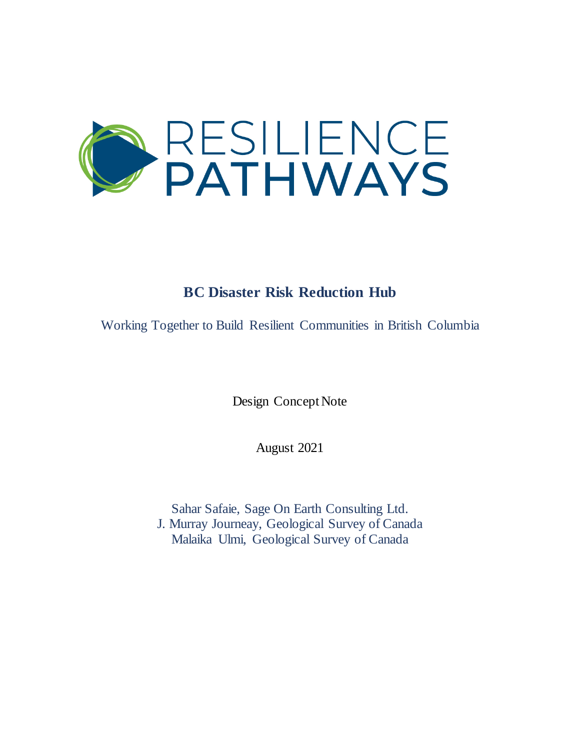RESILIENCE PATHWAYS

# BC Disaster Risk Reduction Hub

Working Together to Build Resilient Communities in British Columbia

Design Concept Note

August 2021

Sahar Safaie, Sage On Earth Consulting Ltd.
J. Murray Journeay, Geological Survey of Canada
Malaika Ulmi, Geological Survey of Canada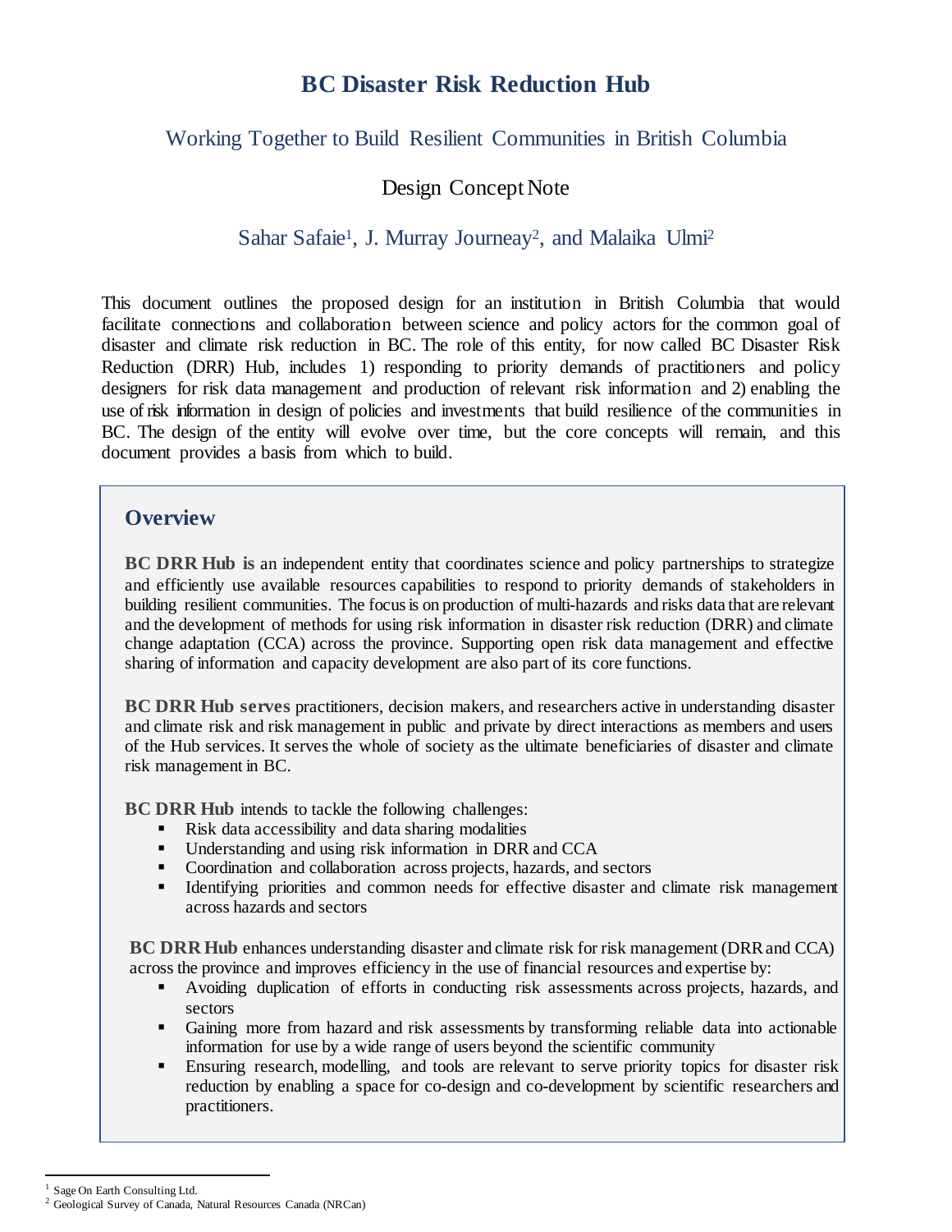# BC Disaster Risk Reduction Hub

## Working Together to Build Resilient Communities in British Columbia

### Design Concept Note

Sahar Safaie[1], J. Murray Journeay[2], and Malaika Ulmi[2]

This document outlines the proposed design for an institution in British Columbia that would facilitate connections and collaboration between science and policy actors for the common goal of disaster and climate risk reduction in BC. The role of this entity, for now called BC Disaster Risk Reduction (DRR) Hub, includes 1) responding to priority demands of practitioners and policy designers for risk data management and production of relevant risk information and 2) enabling the use of risk information in design of policies and investments that build resilience of the communities in BC. The design of the entity will evolve over time, but the core concepts will remain, and this document provides a basis from which to build.

## Overview

**BC DRR Hub is** an independent entity that coordinates science and policy partnerships to strategize and efficiently use available resources capabilities to respond to priority demands of stakeholders in building resilient communities. The focus is on production of multi-hazards and risks data that are relevant and the development of methods for using risk information in disaster risk reduction (DRR) and climate change adaptation (CCA) across the province. Supporting open risk data management and effective sharing of information and capacity development are also part of its core functions.

**BC DRR Hub serves** practitioners, decision makers, and researchers active in understanding disaster and climate risk and risk management in public and private by direct interactions as members and users of the Hub services. It serves the whole of society as the ultimate beneficiaries of disaster and climate risk management in BC.

**BC DRR Hub** intends to tackle the following challenges:

- Risk data accessibility and data sharing modalities
- Understanding and using risk information in DRR and CCA
- Coordination and collaboration across projects, hazards, and sectors
- Identifying priorities and common needs for effective disaster and climate risk management across hazards and sectors

**BC DRR Hub** enhances understanding disaster and climate risk for risk management (DRR and CCA) across the province and improves efficiency in the use of financial resources and expertise by:

- Avoiding duplication of efforts in conducting risk assessments across projects, hazards, and sectors
- Gaining more from hazard and risk assessments by transforming reliable data into actionable information for use by a wide range of users beyond the scientific community
- Ensuring research, modelling, and tools are relevant to serve priority topics for disaster risk reduction by enabling a space for co-design and co-development by scientific researchers and practitioners.

[1] Sage On Earth Consulting Ltd.

[2] Geological Survey of Canada, Natural Resources Canada (NRCan)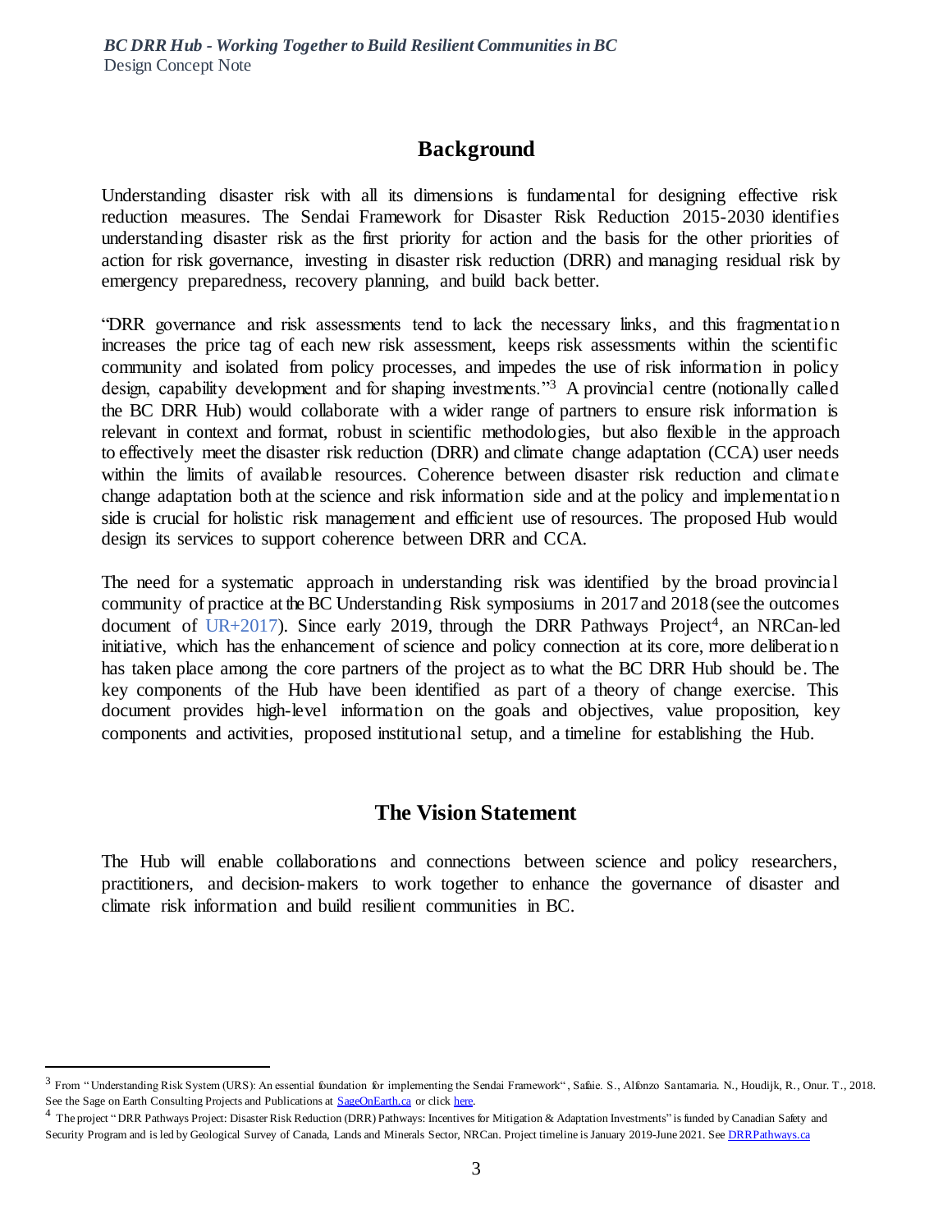## Background

Understanding disaster risk with all its dimensions is fundamental for designing effective risk reduction measures. The Sendai Framework for Disaster Risk Reduction 2015-2030 identifies understanding disaster risk as the first priority for action and the basis for the other priorities of action for risk governance, investing in disaster risk reduction (DRR) and managing residual risk by emergency preparedness, recovery planning, and build back better.

"DRR governance and risk assessments tend to lack the necessary links, and this fragmentation increases the price tag of each new risk assessment, keeps risk assessments within the scientific community and isolated from policy processes, and impedes the use of risk information in policy design, capability development and for shaping investments."[3] A provincial centre (notionally called the BC DRR Hub) would collaborate with a wider range of partners to ensure risk information is relevant in context and format, robust in scientific methodologies, but also flexible in the approach to effectively meet the disaster risk reduction (DRR) and climate change adaptation (CCA) user needs within the limits of available resources. Coherence between disaster risk reduction and climate change adaptation both at the science and risk information side and at the policy and implementation side is crucial for holistic risk management and efficient use of resources. The proposed Hub would design its services to support coherence between DRR and CCA.

The need for a systematic approach in understanding risk was identified by the broad provincial community of practice at the BC Understanding Risk symposiums in 2017 and 2018 (see the outcomes document of UR+2017). Since early 2019, through the DRR Pathways Project[4], an NRCan-led initiative, which has the enhancement of science and policy connection at its core, more deliberation has taken place among the core partners of the project as to what the BC DRR Hub should be. The key components of the Hub have been identified as part of a theory of change exercise. This document provides high-level information on the goals and objectives, value proposition, key components and activities, proposed institutional setup, and a timeline for establishing the Hub.

## The Vision Statement

The Hub will enable collaborations and connections between science and policy researchers, practitioners, and decision-makers to work together to enhance the governance of disaster and climate risk information and build resilient communities in BC.

---

[3] From "Understanding Risk System (URS): An essential foundation for implementing the Sendai Framework", Safaie. S., Alfonzo Santamaria. N., Houdijk, R., Onur. T., 2018. See the Sage on Earth Consulting Projects and Publications at SageOnEarth.ca or click here.

[4] The project "DRR Pathways Project: Disaster Risk Reduction (DRR) Pathways: Incentives for Mitigation & Adaptation Investments" is funded by Canadian Safety and Security Program and is led by Geological Survey of Canada, Lands and Minerals Sector, NRCan. Project timeline is January 2019-June 2021. See DRRPathways.ca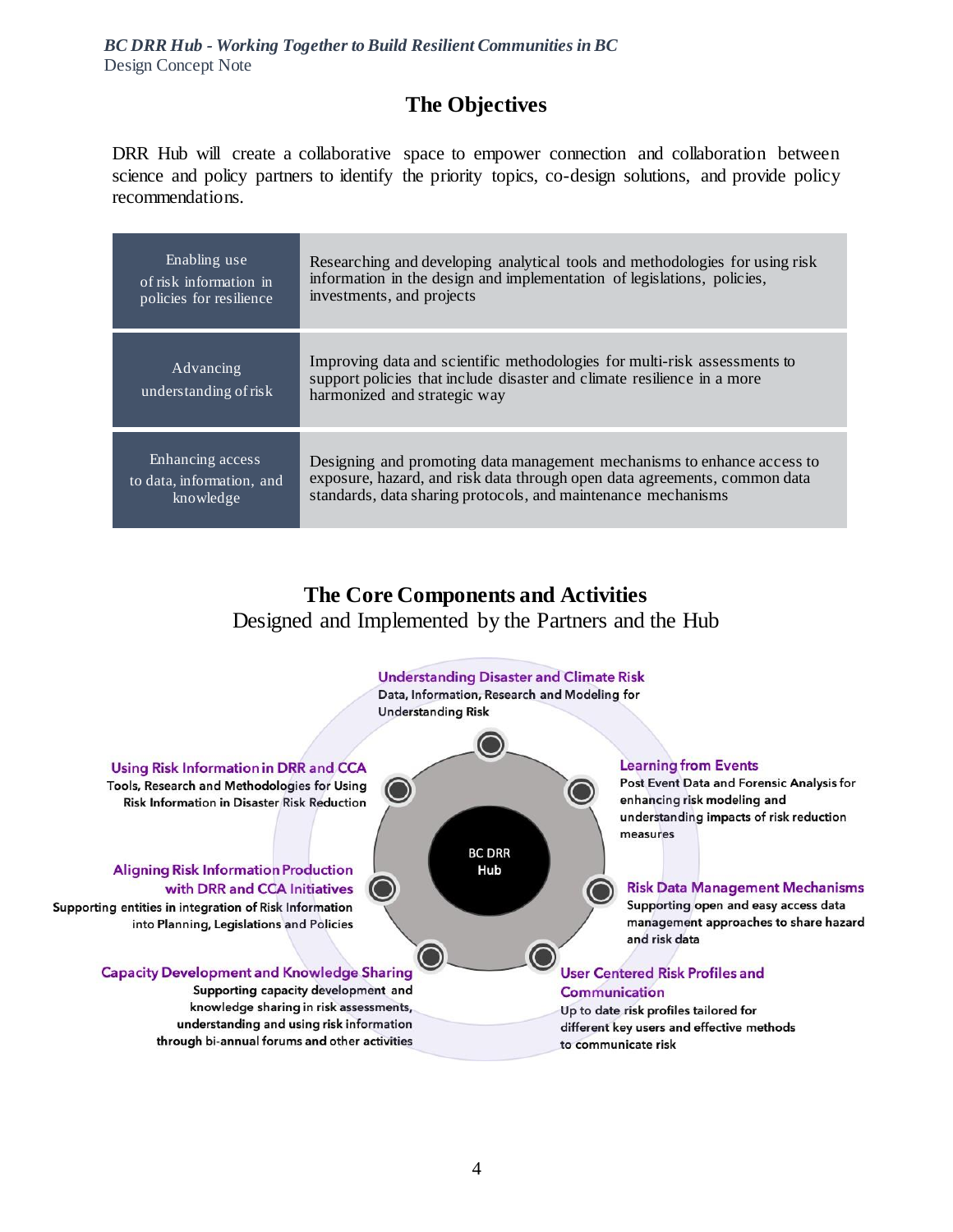## The Objectives

DRR Hub will create a collaborative space to empower connection and collaboration between science and policy partners to identify the priority topics, co-design solutions, and provide policy recommendations.

| | |
|---|---|
| Enabling use of risk information in policies for resilience | Researching and developing analytical tools and methodologies for using risk information in the design and implementation of legislations, policies, investments, and projects |
| Advancing understanding of risk | Improving data and scientific methodologies for multi-risk assessments to support policies that include disaster and climate resilience in a more harmonized and strategic way |
| Enhancing access to data, information, and knowledge | Designing and promoting data management mechanisms to enhance access to exposure, hazard, and risk data through open data agreements, common data standards, data sharing protocols, and maintenance mechanisms |

## The Core Components and Activities

Designed and Implemented by the Partners and the Hub

BC DRR Hub

**Understanding Disaster and Climate Risk**
Data, Information, Research and Modeling for Understanding Risk

**Learning from Events**
Post Event Data and Forensic Analysis for enhancing risk modeling and understanding impacts of risk reduction measures

**Risk Data Management Mechanisms**
Supporting open and easy access data management approaches to share hazard and risk data

**User Centered Risk Profiles and Communication**
Up to date risk profiles tailored for different key users and effective methods to communicate risk

**Capacity Development and Knowledge Sharing**
Supporting capacity development and knowledge sharing in risk assessments, understanding and using risk information through bi-annual forums and other activities

**Aligning Risk Information Production with DRR and CCA Initiatives**
Supporting entities in integration of Risk Information into Planning, Legislations and Policies

**Using Risk Information in DRR and CCA**
Tools, Research and Methodologies for Using Risk Information in Disaster Risk Reduction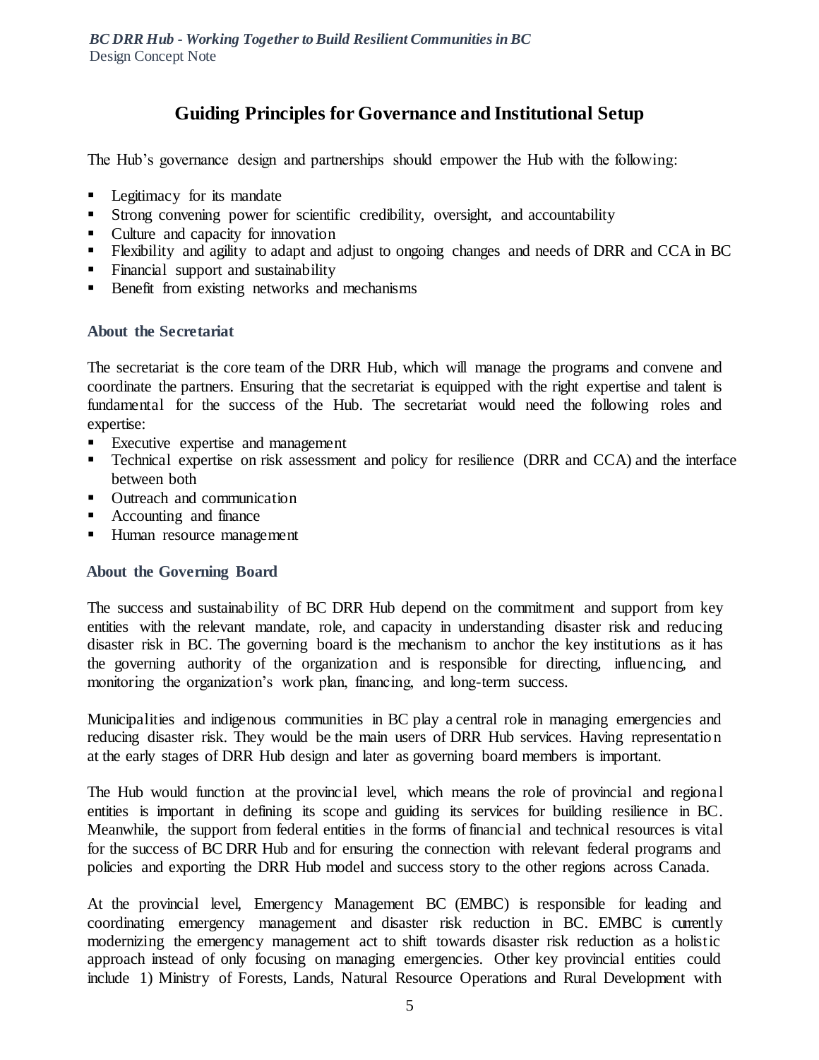## Guiding Principles for Governance and Institutional Setup

The Hub's governance design and partnerships should empower the Hub with the following:

- Legitimacy for its mandate
- Strong convening power for scientific credibility, oversight, and accountability
- Culture and capacity for innovation
- Flexibility and agility to adapt and adjust to ongoing changes and needs of DRR and CCA in BC
- Financial support and sustainability
- Benefit from existing networks and mechanisms

### About the Secretariat

The secretariat is the core team of the DRR Hub, which will manage the programs and convene and coordinate the partners. Ensuring that the secretariat is equipped with the right expertise and talent is fundamental for the success of the Hub. The secretariat would need the following roles and expertise:

- Executive expertise and management
- Technical expertise on risk assessment and policy for resilience (DRR and CCA) and the interface between both
- Outreach and communication
- Accounting and finance
- Human resource management

### About the Governing Board

The success and sustainability of BC DRR Hub depend on the commitment and support from key entities with the relevant mandate, role, and capacity in understanding disaster risk and reducing disaster risk in BC. The governing board is the mechanism to anchor the key institutions as it has the governing authority of the organization and is responsible for directing, influencing, and monitoring the organization's work plan, financing, and long-term success.

Municipalities and indigenous communities in BC play a central role in managing emergencies and reducing disaster risk. They would be the main users of DRR Hub services. Having representation at the early stages of DRR Hub design and later as governing board members is important.

The Hub would function at the provincial level, which means the role of provincial and regional entities is important in defining its scope and guiding its services for building resilience in BC. Meanwhile, the support from federal entities in the forms of financial and technical resources is vital for the success of BC DRR Hub and for ensuring the connection with relevant federal programs and policies and exporting the DRR Hub model and success story to the other regions across Canada.

At the provincial level, Emergency Management BC (EMBC) is responsible for leading and coordinating emergency management and disaster risk reduction in BC. EMBC is currently modernizing the emergency management act to shift towards disaster risk reduction as a holistic approach instead of only focusing on managing emergencies. Other key provincial entities could include 1) Ministry of Forests, Lands, Natural Resource Operations and Rural Development with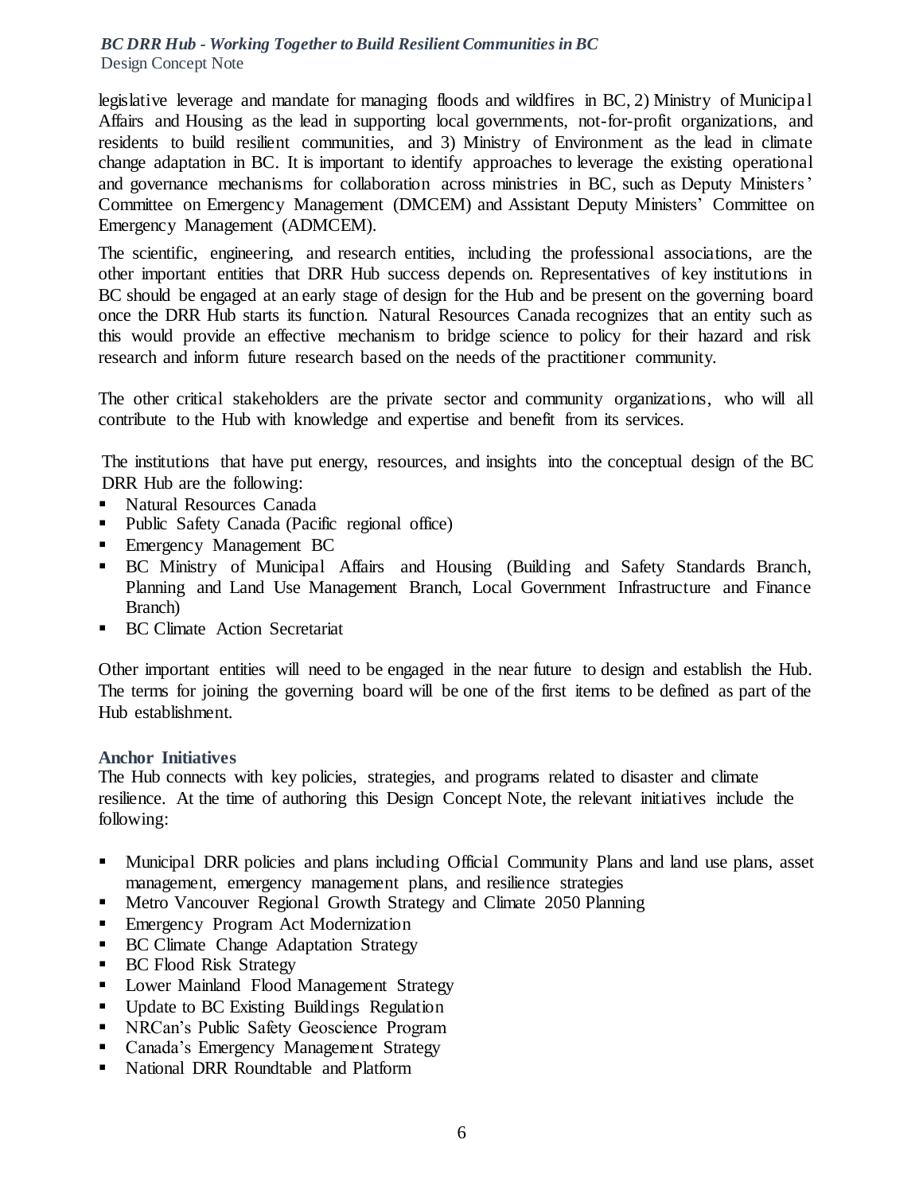legislative leverage and mandate for managing floods and wildfires in BC, 2) Ministry of Municipal Affairs and Housing as the lead in supporting local governments, not-for-profit organizations, and residents to build resilient communities, and 3) Ministry of Environment as the lead in climate change adaptation in BC. It is important to identify approaches to leverage the existing operational and governance mechanisms for collaboration across ministries in BC, such as Deputy Ministers' Committee on Emergency Management (DMCEM) and Assistant Deputy Ministers' Committee on Emergency Management (ADMCEM).

The scientific, engineering, and research entities, including the professional associations, are the other important entities that DRR Hub success depends on. Representatives of key institutions in BC should be engaged at an early stage of design for the Hub and be present on the governing board once the DRR Hub starts its function. Natural Resources Canada recognizes that an entity such as this would provide an effective mechanism to bridge science to policy for their hazard and risk research and inform future research based on the needs of the practitioner community.

The other critical stakeholders are the private sector and community organizations, who will all contribute to the Hub with knowledge and expertise and benefit from its services.

The institutions that have put energy, resources, and insights into the conceptual design of the BC DRR Hub are the following:

- Natural Resources Canada
- Public Safety Canada (Pacific regional office)
- Emergency Management BC
- BC Ministry of Municipal Affairs and Housing (Building and Safety Standards Branch, Planning and Land Use Management Branch, Local Government Infrastructure and Finance Branch)
- BC Climate Action Secretariat

Other important entities will need to be engaged in the near future to design and establish the Hub. The terms for joining the governing board will be one of the first items to be defined as part of the Hub establishment.

### Anchor Initiatives

The Hub connects with key policies, strategies, and programs related to disaster and climate resilience. At the time of authoring this Design Concept Note, the relevant initiatives include the following:

- Municipal DRR policies and plans including Official Community Plans and land use plans, asset management, emergency management plans, and resilience strategies
- Metro Vancouver Regional Growth Strategy and Climate 2050 Planning
- Emergency Program Act Modernization
- BC Climate Change Adaptation Strategy
- BC Flood Risk Strategy
- Lower Mainland Flood Management Strategy
- Update to BC Existing Buildings Regulation
- NRCan's Public Safety Geoscience Program
- Canada's Emergency Management Strategy
- National DRR Roundtable and Platform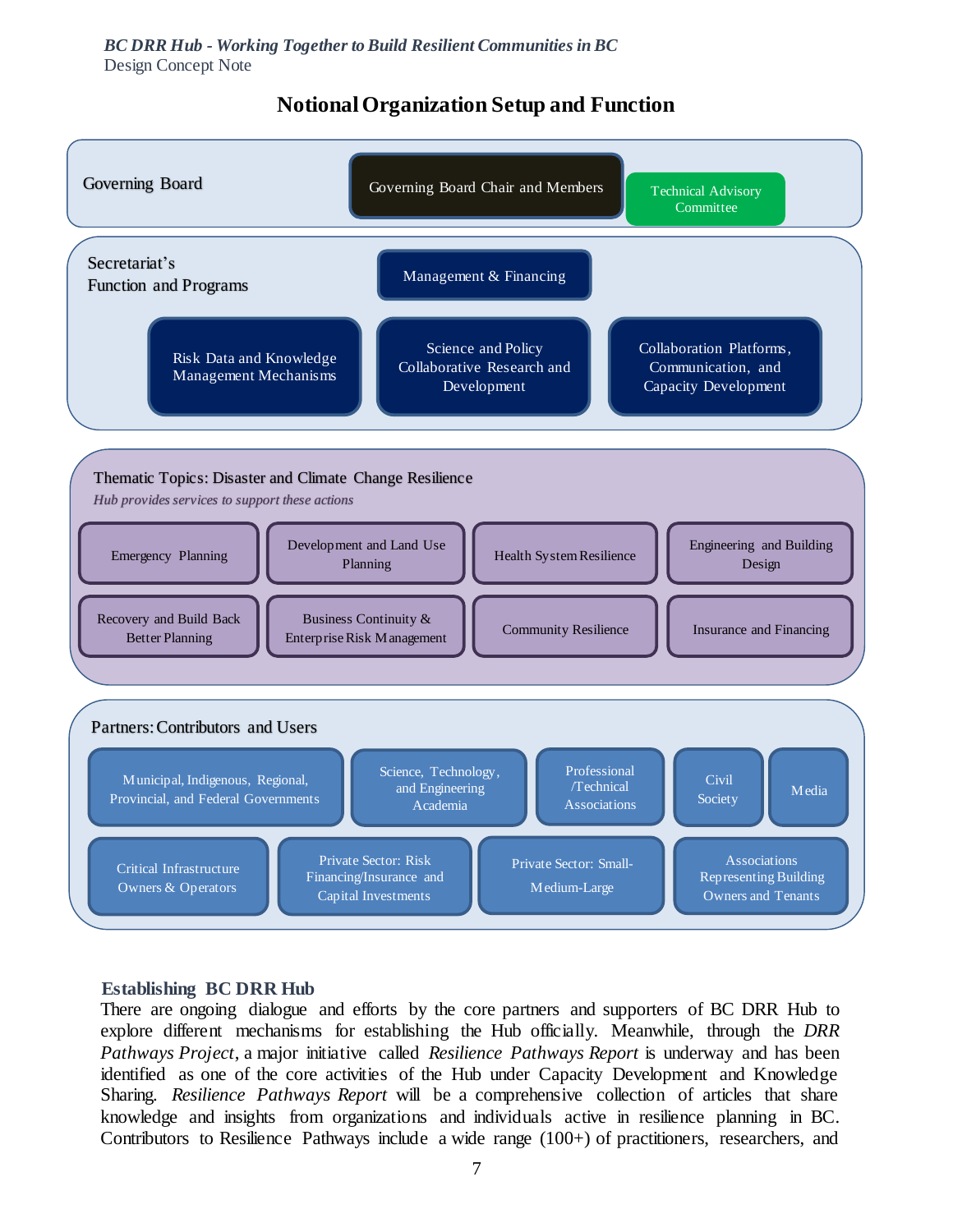## Notional Organization Setup and Function

**Governing Board**

- Governing Board Chair and Members
- Technical Advisory Committee

**Secretariat's Function and Programs**

- Management & Financing
- Risk Data and Knowledge Management Mechanisms
- Science and Policy Collaborative Research and Development
- Collaboration Platforms, Communication, and Capacity Development

**Thematic Topics: Disaster and Climate Change Resilience**

*Hub provides services to support these actions*

- Emergency Planning
- Development and Land Use Planning
- Health System Resilience
- Engineering and Building Design
- Recovery and Build Back Better Planning
- Business Continuity & Enterprise Risk Management
- Community Resilience
- Insurance and Financing

**Partners: Contributors and Users**

- Municipal, Indigenous, Regional, Provincial, and Federal Governments
- Science, Technology, and Engineering Academia
- Professional /Technical Associations
- Civil Society
- Media
- Critical Infrastructure Owners & Operators
- Private Sector: Risk Financing/Insurance and Capital Investments
- Private Sector: Small-Medium-Large
- Associations Representing Building Owners and Tenants

### Establishing BC DRR Hub

There are ongoing dialogue and efforts by the core partners and supporters of BC DRR Hub to explore different mechanisms for establishing the Hub officially. Meanwhile, through the *DRR Pathways Project*, a major initiative called *Resilience Pathways Report* is underway and has been identified as one of the core activities of the Hub under Capacity Development and Knowledge Sharing. *Resilience Pathways Report* will be a comprehensive collection of articles that share knowledge and insights from organizations and individuals active in resilience planning in BC. Contributors to Resilience Pathways include a wide range (100+) of practitioners, researchers, and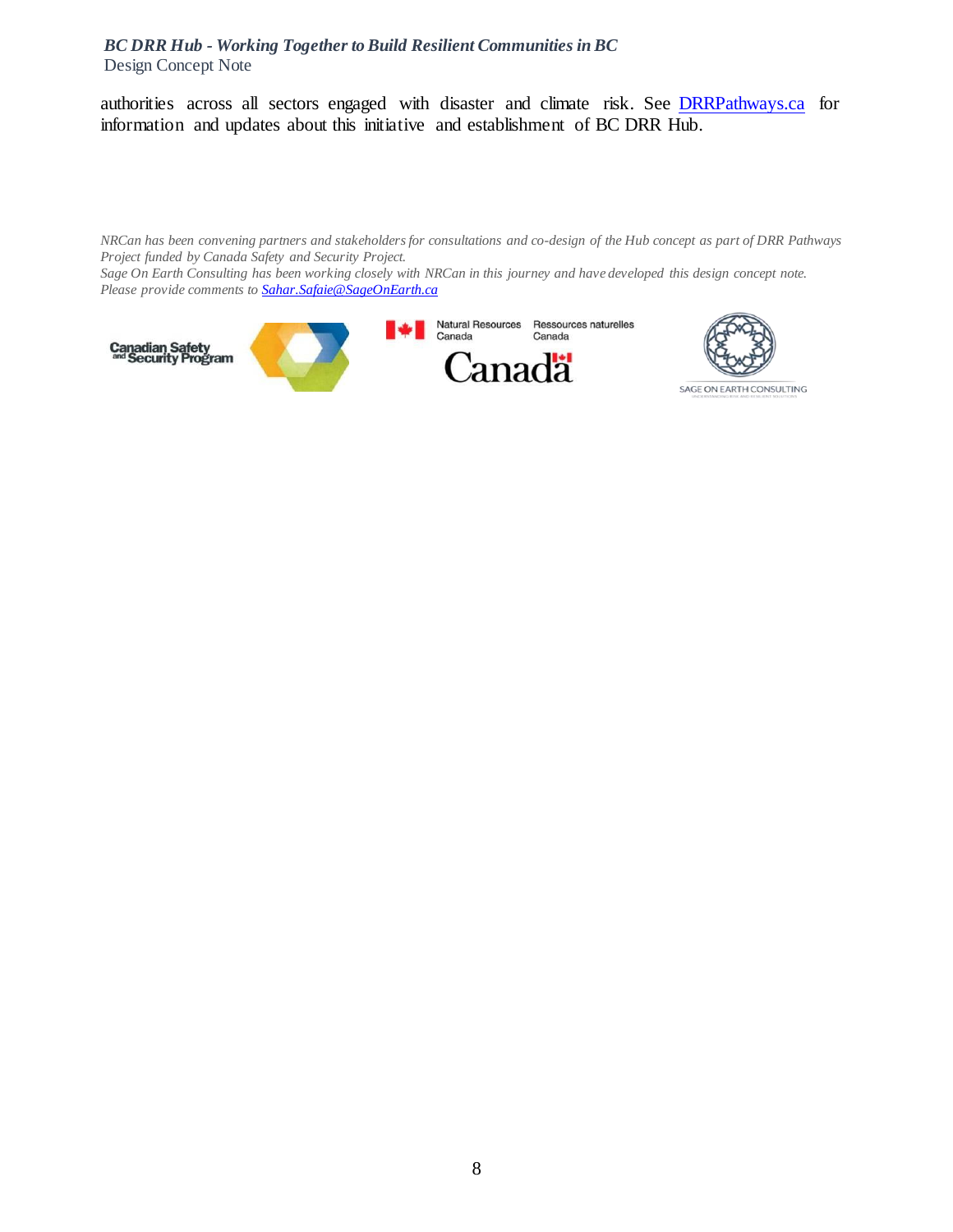authorities across all sectors engaged with disaster and climate risk. See [DRRPathways.ca](DRRPathways.ca) for information and updates about this initiative and establishment of BC DRR Hub.

*NRCan has been convening partners and stakeholders for consultations and co-design of the Hub concept as part of DRR Pathways Project funded by Canada Safety and Security Project.*
*Sage On Earth Consulting has been working closely with NRCan in this journey and have developed this design concept note. Please provide comments to [Sahar.Safaie@SageOnEarth.ca](mailto:Sahar.Safaie@SageOnEarth.ca)*

Canadian Safety and Security Program

Natural Resources Canada Ressources naturelles Canada

Canada

SAGE ON EARTH CONSULTING